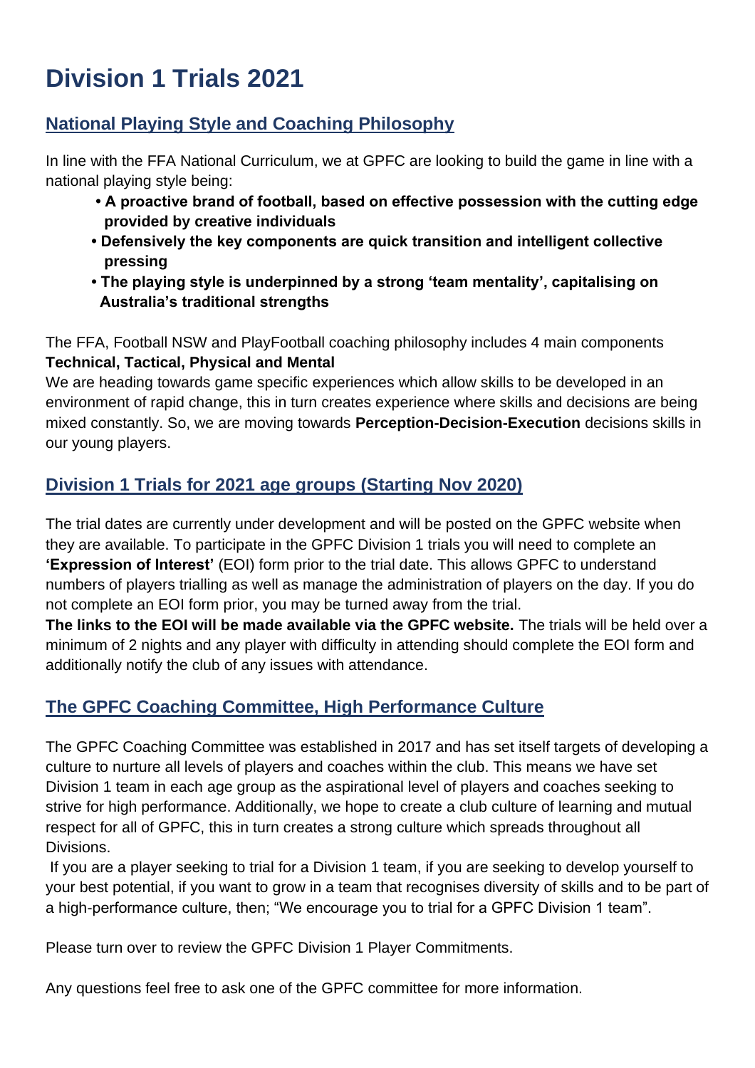# Division 1 Trials 2021

## National Playing Style and Coaching Philosophy

In line with the FFA National Curriculum, we at GPFC are looking to build the game in line with a national playing style being:

- **A proactive brand of football, based on effective possession with the cutting edge provided by creative individuals**
- **Defensively the key components are quick transition and intelligent collective pressing**
- **The playing style is underpinned by a strong 'team mentality', capitalising on Australia's traditional strengths**

The FFA, Football NSW and PlayFootball coaching philosophy includes 4 main components **Technical, Tactical, Physical and Mental**

We are heading towards game specific experiences which allow skills to be developed in an environment of rapid change, this in turn creates experience where skills and decisions are being mixed constantly. So, we are moving towards **Perception-Decision-Execution** decisions skills in our young players.

## Division 1 Trials for 2021 age groups (Starting Nov 2020)

The trial dates are currently under development and will be posted on the GPFC website when they are available. To participate in the GPFC Division 1 trials you will need to complete an **'Expression of Interest'** (EOI) form prior to the trial date. This allows GPFC to understand numbers of players trialling as well as manage the administration of players on the day. If you do not complete an EOI form prior, you may be turned away from the trial.

**The links to the EOI will be made available via the GPFC website.** The trials will be held over a minimum of 2 nights and any player with difficulty in attending should complete the EOI form and additionally notify the club of any issues with attendance.

## The GPFC Coaching Committee, High Performance Culture

The GPFC Coaching Committee was established in 2017 and has set itself targets of developing a culture to nurture all levels of players and coaches within the club. This means we have set Division 1 team in each age group as the aspirational level of players and coaches seeking to strive for high performance. Additionally, we hope to create a club culture of learning and mutual respect for all of GPFC, this in turn creates a strong culture which spreads throughout all Divisions.

If you are a player seeking to trial for a Division 1 team, if you are seeking to develop yourself to your best potential, if you want to grow in a team that recognises diversity of skills and to be part of a high-performance culture, then; "We encourage you to trial for a GPFC Division 1 team".

Please turn over to review the GPFC Division 1 Player Commitments.

Any questions feel free to ask one of the GPFC committee for more information.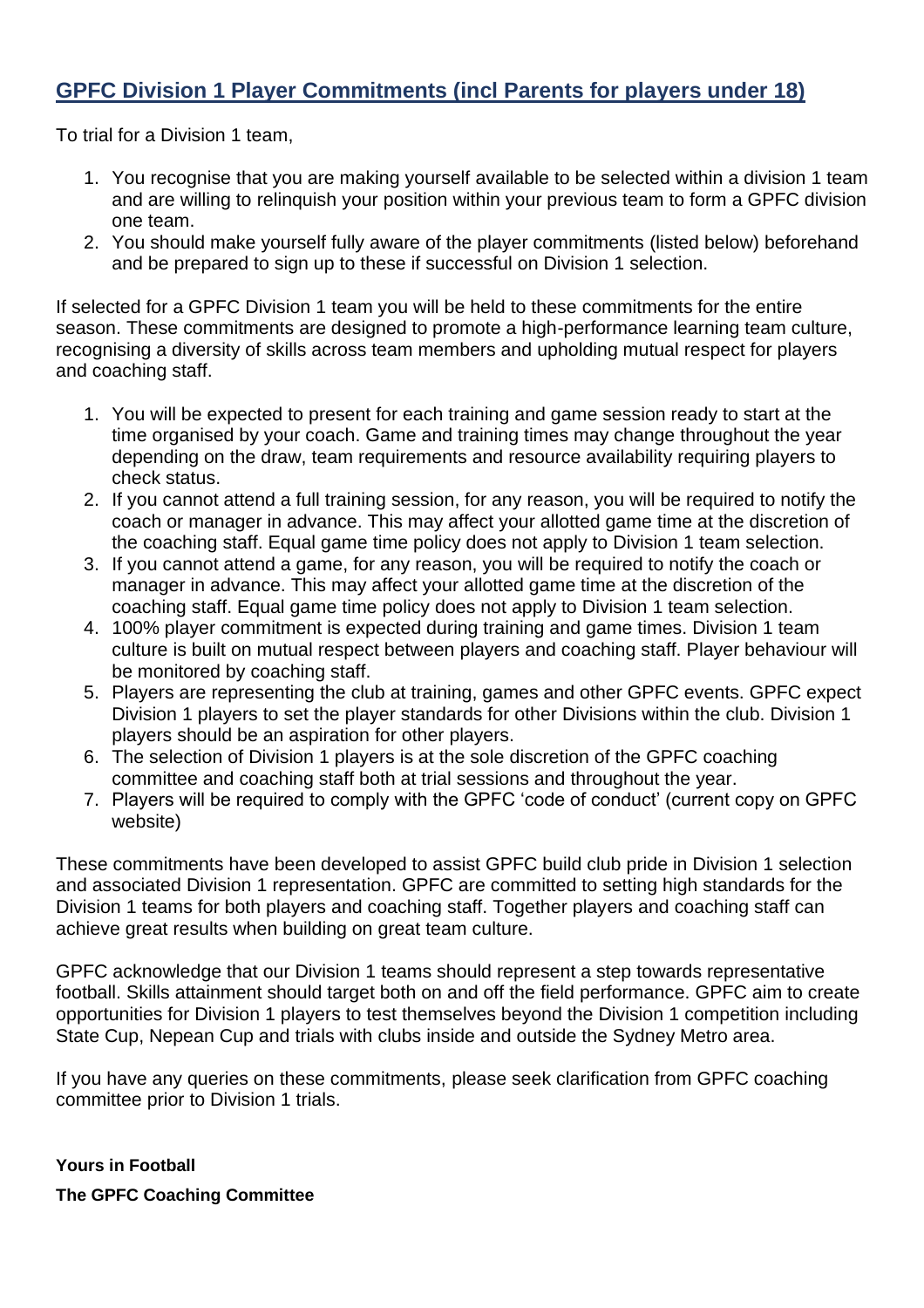## GPFC Division 1 Player Commitments (incl Parents for players under 18)

To trial for a Division 1 team,

1. You recognise that you are making yourself available to be selected within a division 1 team and are willing to relinquish your position within your previous team to form a GPFC division one team.
2. You should make yourself fully aware of the player commitments (listed below) beforehand and be prepared to sign up to these if successful on Division 1 selection.

If selected for a GPFC Division 1 team you will be held to these commitments for the entire season. These commitments are designed to promote a high-performance learning team culture, recognising a diversity of skills across team members and upholding mutual respect for players and coaching staff.

1. You will be expected to present for each training and game session ready to start at the time organised by your coach. Game and training times may change throughout the year depending on the draw, team requirements and resource availability requiring players to check status.
2. If you cannot attend a full training session, for any reason, you will be required to notify the coach or manager in advance. This may affect your allotted game time at the discretion of the coaching staff. Equal game time policy does not apply to Division 1 team selection.
3. If you cannot attend a game, for any reason, you will be required to notify the coach or manager in advance. This may affect your allotted game time at the discretion of the coaching staff. Equal game time policy does not apply to Division 1 team selection.
4. 100% player commitment is expected during training and game times. Division 1 team culture is built on mutual respect between players and coaching staff. Player behaviour will be monitored by coaching staff.
5. Players are representing the club at training, games and other GPFC events. GPFC expect Division 1 players to set the player standards for other Divisions within the club. Division 1 players should be an aspiration for other players.
6. The selection of Division 1 players is at the sole discretion of the GPFC coaching committee and coaching staff both at trial sessions and throughout the year.
7. Players will be required to comply with the GPFC 'code of conduct' (current copy on GPFC website)

These commitments have been developed to assist GPFC build club pride in Division 1 selection and associated Division 1 representation. GPFC are committed to setting high standards for the Division 1 teams for both players and coaching staff. Together players and coaching staff can achieve great results when building on great team culture.

GPFC acknowledge that our Division 1 teams should represent a step towards representative football. Skills attainment should target both on and off the field performance. GPFC aim to create opportunities for Division 1 players to test themselves beyond the Division 1 competition including State Cup, Nepean Cup and trials with clubs inside and outside the Sydney Metro area.

If you have any queries on these commitments, please seek clarification from GPFC coaching committee prior to Division 1 trials.

**Yours in Football**

**The GPFC Coaching Committee**